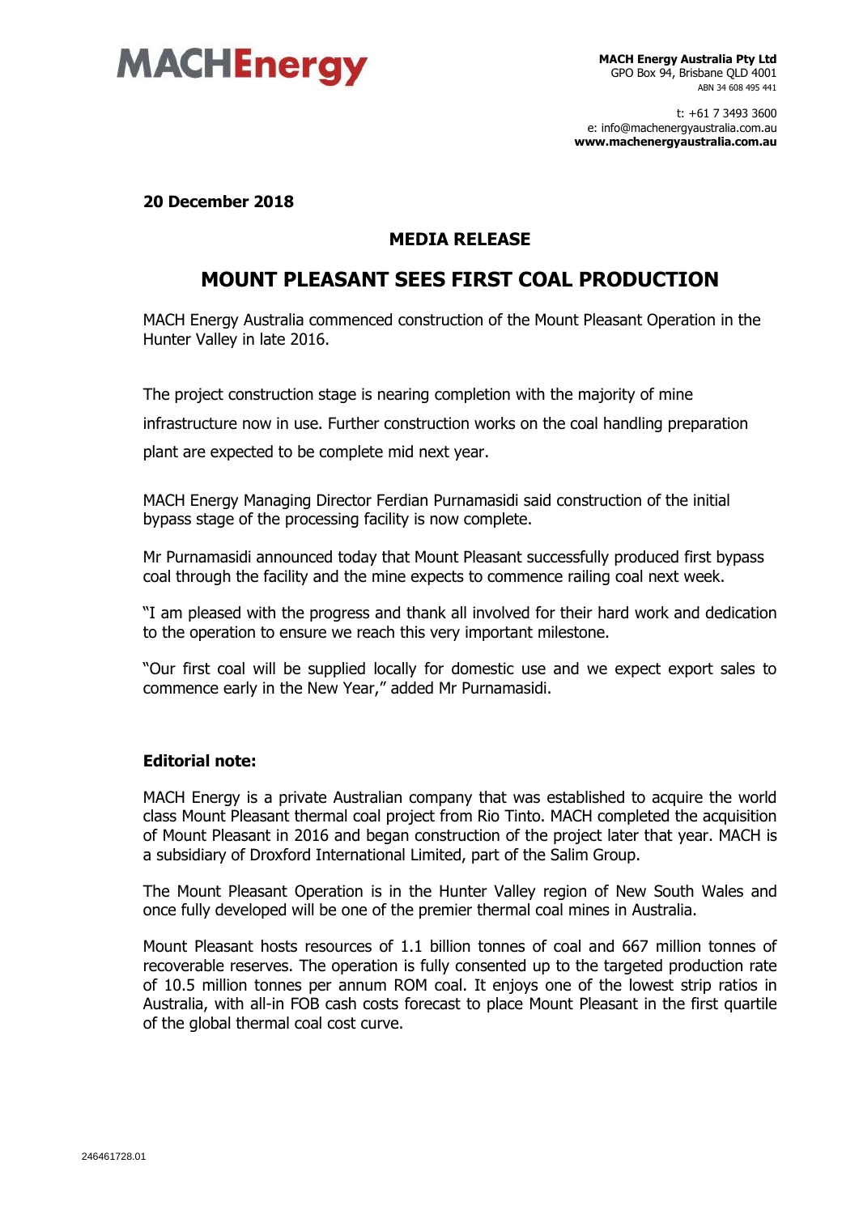**MACH Energy Australia Pty Ltd**
GPO Box 94, Brisbane QLD 4001
ABN 34 608 495 441

t: +61 7 3493 3600
e: info@machenergyaustralia.com.au
**www.machenergyaustralia.com.au**

**20 December 2018**

## MEDIA RELEASE

# MOUNT PLEASANT SEES FIRST COAL PRODUCTION

MACH Energy Australia commenced construction of the Mount Pleasant Operation in the Hunter Valley in late 2016.

The project construction stage is nearing completion with the majority of mine infrastructure now in use. Further construction works on the coal handling preparation plant are expected to be complete mid next year.

MACH Energy Managing Director Ferdian Purnamasidi said construction of the initial bypass stage of the processing facility is now complete.

Mr Purnamasidi announced today that Mount Pleasant successfully produced first bypass coal through the facility and the mine expects to commence railing coal next week.

"I am pleased with the progress and thank all involved for their hard work and dedication to the operation to ensure we reach this very important milestone.

"Our first coal will be supplied locally for domestic use and we expect export sales to commence early in the New Year," added Mr Purnamasidi.

**Editorial note:**

MACH Energy is a private Australian company that was established to acquire the world class Mount Pleasant thermal coal project from Rio Tinto. MACH completed the acquisition of Mount Pleasant in 2016 and began construction of the project later that year. MACH is a subsidiary of Droxford International Limited, part of the Salim Group.

The Mount Pleasant Operation is in the Hunter Valley region of New South Wales and once fully developed will be one of the premier thermal coal mines in Australia.

Mount Pleasant hosts resources of 1.1 billion tonnes of coal and 667 million tonnes of recoverable reserves. The operation is fully consented up to the targeted production rate of 10.5 million tonnes per annum ROM coal. It enjoys one of the lowest strip ratios in Australia, with all-in FOB cash costs forecast to place Mount Pleasant in the first quartile of the global thermal coal cost curve.

246461728.01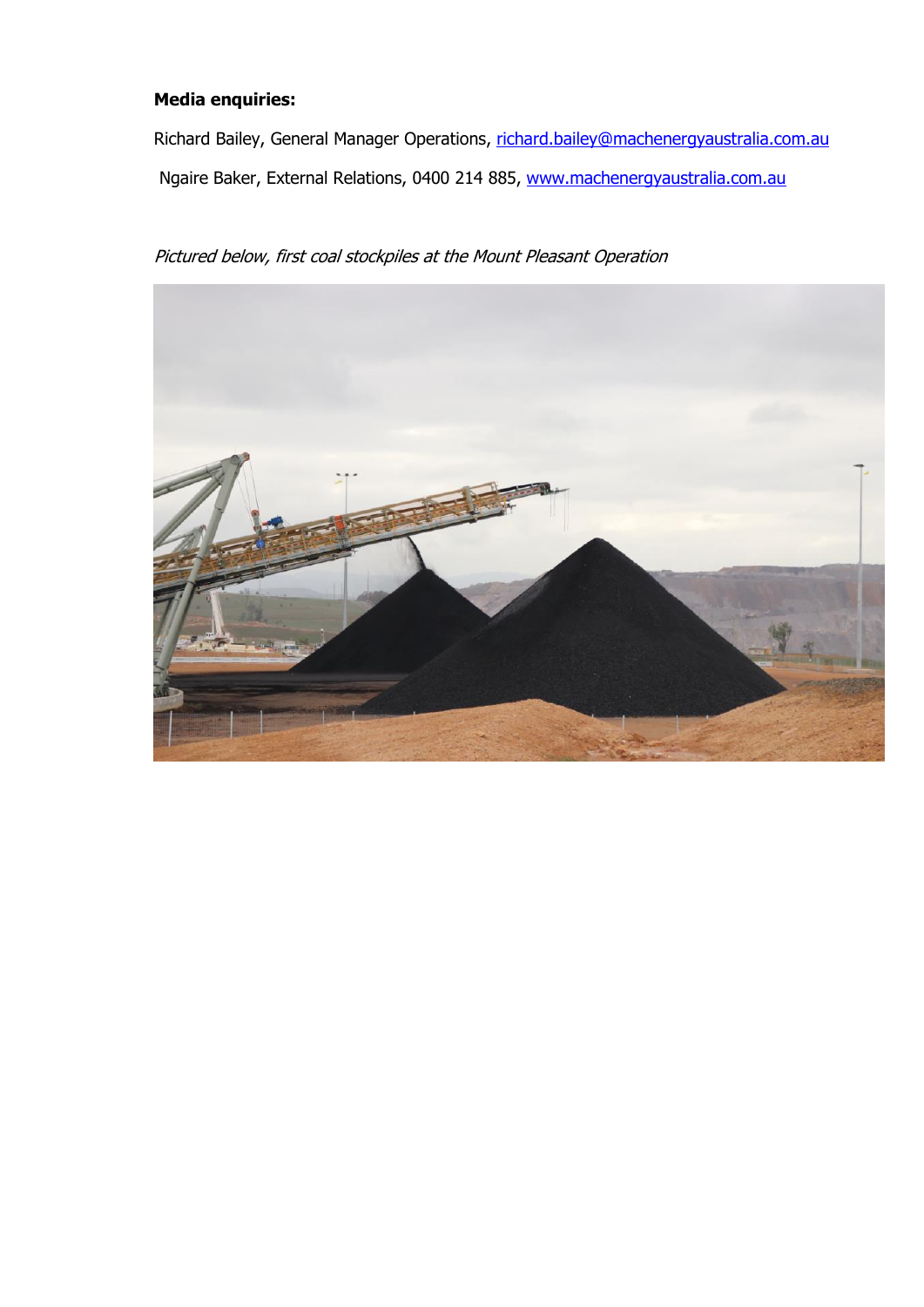**Media enquiries:**

Richard Bailey, General Manager Operations, richard.bailey@machenergyaustralia.com.au

Ngaire Baker, External Relations, 0400 214 885, www.machenergyaustralia.com.au

*Pictured below, first coal stockpiles at the Mount Pleasant Operation*